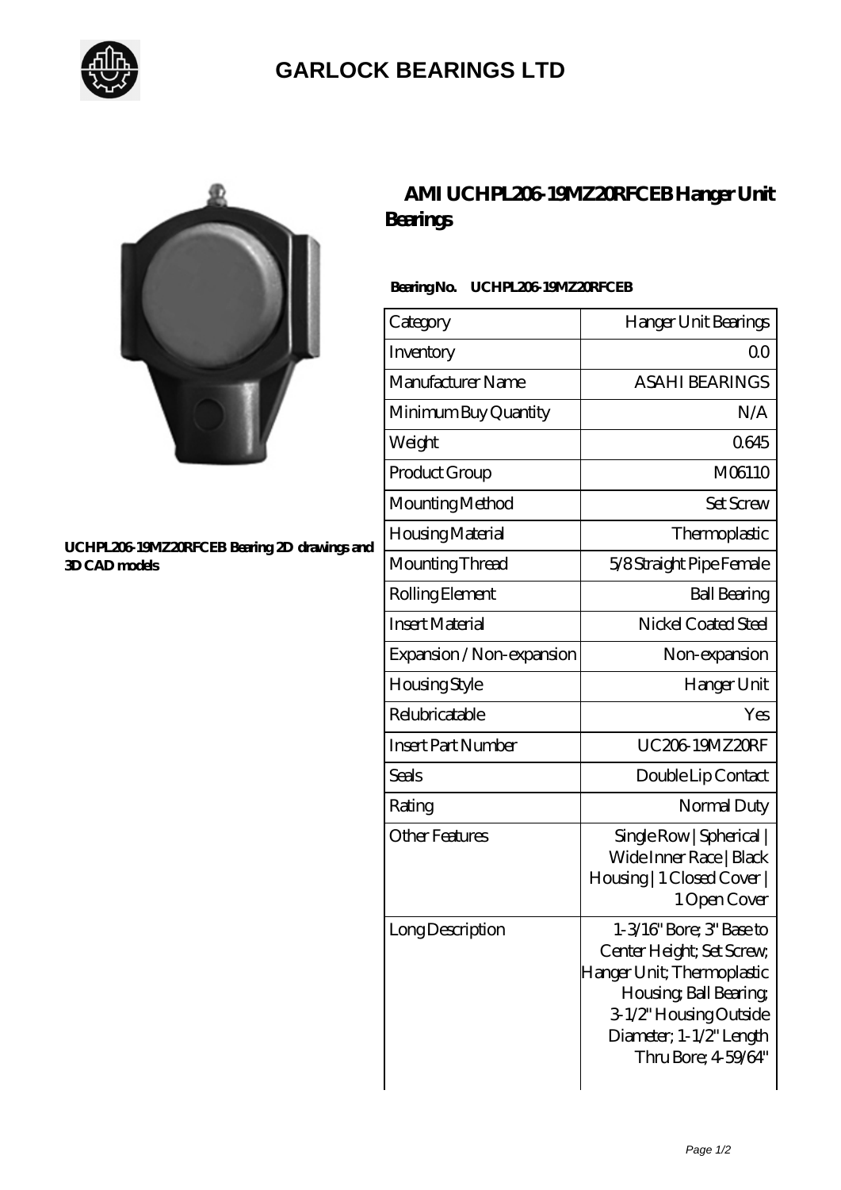# GARLOCK BEARINGS LTD

UCHPL206-19MZ20RFCEB Bearing 2D drawings and 3D CAD models

## AMI UCHPL206-19MZ20RFCEB Hanger Unit Bearings

**Bearing No. UCHPL206-19MZ20RFCEB**

| Category | Hanger Unit Bearings |
| --- | --- |
| Inventory | 0.0 |
| Manufacturer Name | ASAHI BEARINGS |
| Minimum Buy Quantity | N/A |
| Weight | 0.645 |
| Product Group | M06110 |
| Mounting Method | Set Screw |
| Housing Material | Thermoplastic |
| Mounting Thread | 5/8 Straight Pipe Female |
| Rolling Element | Ball Bearing |
| Insert Material | Nickel Coated Steel |
| Expansion / Non-expansion | Non-expansion |
| Housing Style | Hanger Unit |
| Relubricatable | Yes |
| Insert Part Number | UC206-19MZ20RF |
| Seals | Double Lip Contact |
| Rating | Normal Duty |
| Other Features | Single Row \| Spherical \| Wide Inner Race \| Black Housing \| 1 Closed Cover \| 1 Open Cover |
| Long Description | 1-3/16" Bore; 3" Base to Center Height; Set Screw; Hanger Unit; Thermoplastic Housing; Ball Bearing; 3-1/2" Housing Outside Diameter; 1-1/2" Length Thru Bore; 4-59/64" |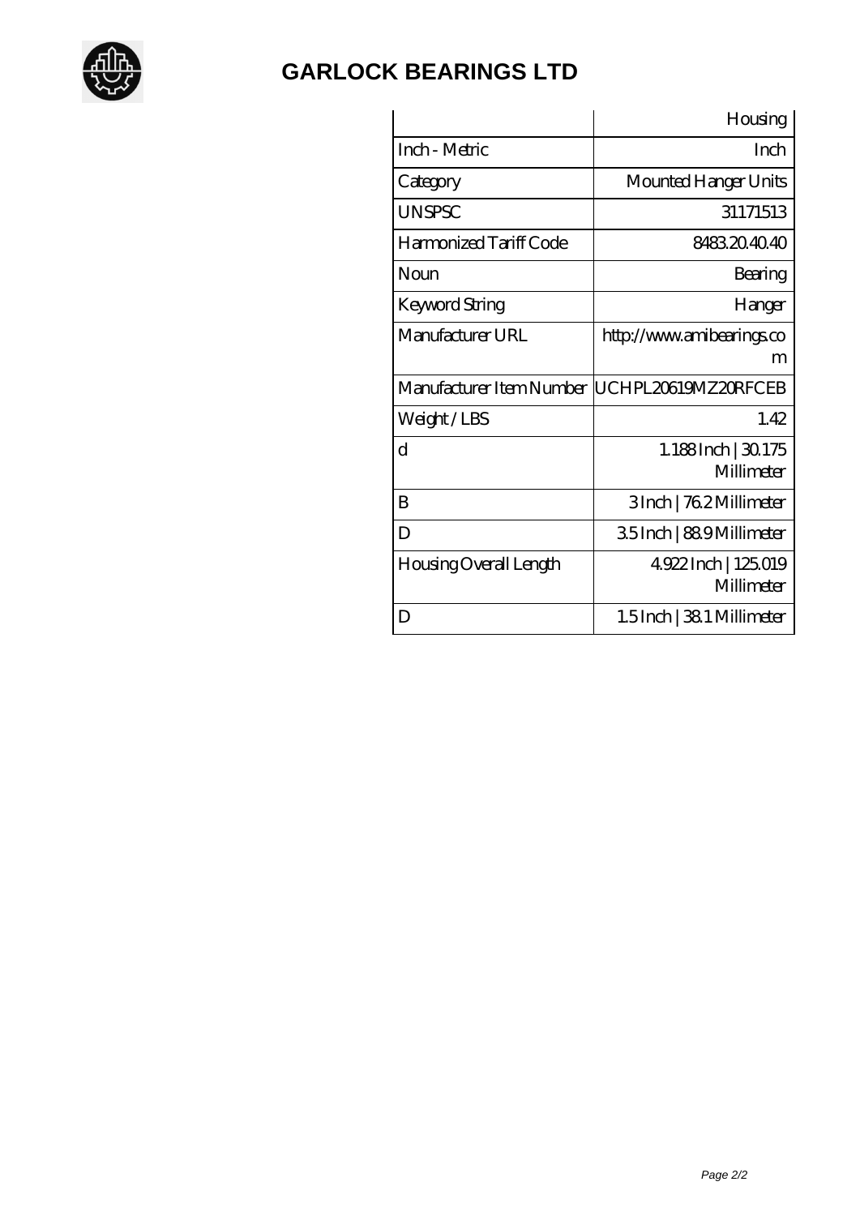# GARLOCK BEARINGS LTD

| | |
|---|---|
| | Housing |
| Inch - Metric | Inch |
| Category | Mounted Hanger Units |
| UNSPSC | 31171513 |
| Harmonized Tariff Code | 8483.20.40.40 |
| Noun | Bearing |
| Keyword String | Hanger |
| Manufacturer URL | http://www.amibearings.com |
| Manufacturer Item Number | UCHPL20619MZ20RFCEB |
| Weight / LBS | 1.42 |
| d | 1.188 Inch \| 30.175 Millimeter |
| B | 3 Inch \| 76.2 Millimeter |
| D | 3.5 Inch \| 88.9 Millimeter |
| Housing Overall Length | 4.922 Inch \| 125.019 Millimeter |
| D | 1.5 Inch \| 38.1 Millimeter |